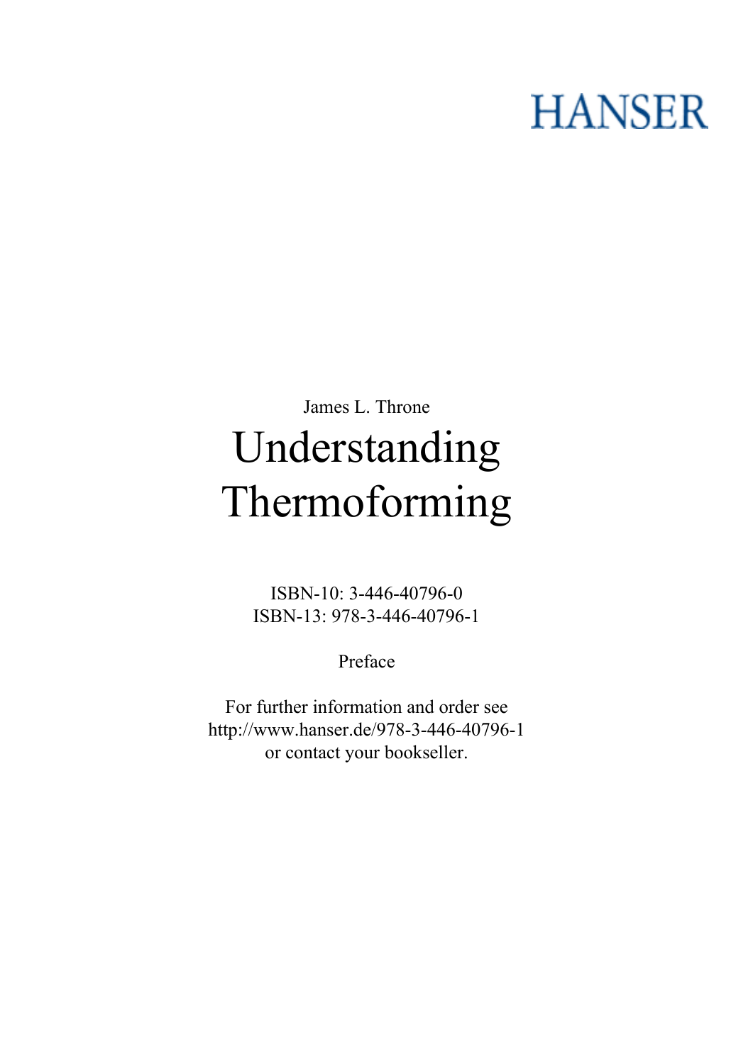HANSER

James L. Throne

# Understanding Thermoforming

ISBN-10: 3-446-40796-0
ISBN-13: 978-3-446-40796-1

Preface

For further information and order see
http://www.hanser.de/978-3-446-40796-1
or contact your bookseller.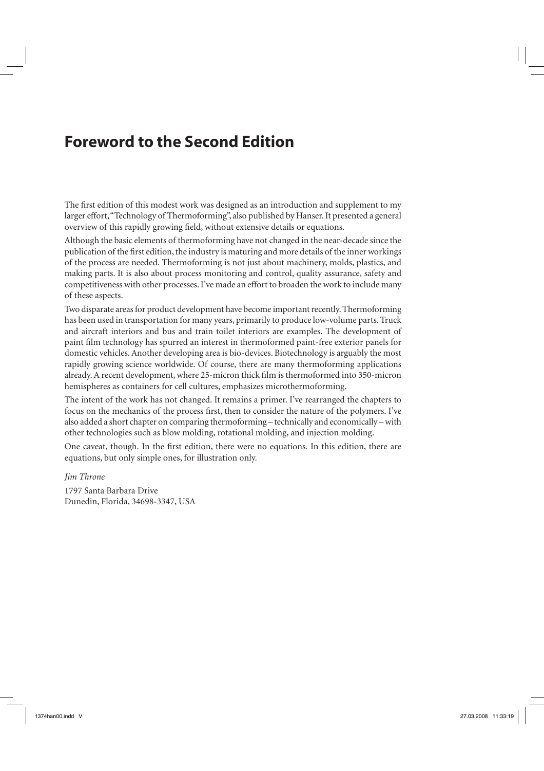# Foreword to the Second Edition

The first edition of this modest work was designed as an introduction and supplement to my larger effort, "Technology of Thermoforming", also published by Hanser. It presented a general overview of this rapidly growing field, without extensive details or equations.

Although the basic elements of thermoforming have not changed in the near-decade since the publication of the first edition, the industry is maturing and more details of the inner workings of the process are needed. Thermoforming is not just about machinery, molds, plastics, and making parts. It is also about process monitoring and control, quality assurance, safety and competitiveness with other processes. I've made an effort to broaden the work to include many of these aspects.

Two disparate areas for product development have become important recently. Thermoforming has been used in transportation for many years, primarily to produce low-volume parts. Truck and aircraft interiors and bus and train toilet interiors are examples. The development of paint film technology has spurred an interest in thermoformed paint-free exterior panels for domestic vehicles. Another developing area is bio-devices. Biotechnology is arguably the most rapidly growing science worldwide. Of course, there are many thermoforming applications already. A recent development, where 25-micron thick film is thermoformed into 350-micron hemispheres as containers for cell cultures, emphasizes microthermoforming.

The intent of the work has not changed. It remains a primer. I've rearranged the chapters to focus on the mechanics of the process first, then to consider the nature of the polymers. I've also added a short chapter on comparing thermoforming – technically and economically – with other technologies such as blow molding, rotational molding, and injection molding.

One caveat, though. In the first edition, there were no equations. In this edition, there are equations, but only simple ones, for illustration only.

*Jim Throne*

1797 Santa Barbara Drive
Dunedin, Florida, 34698-3347, USA